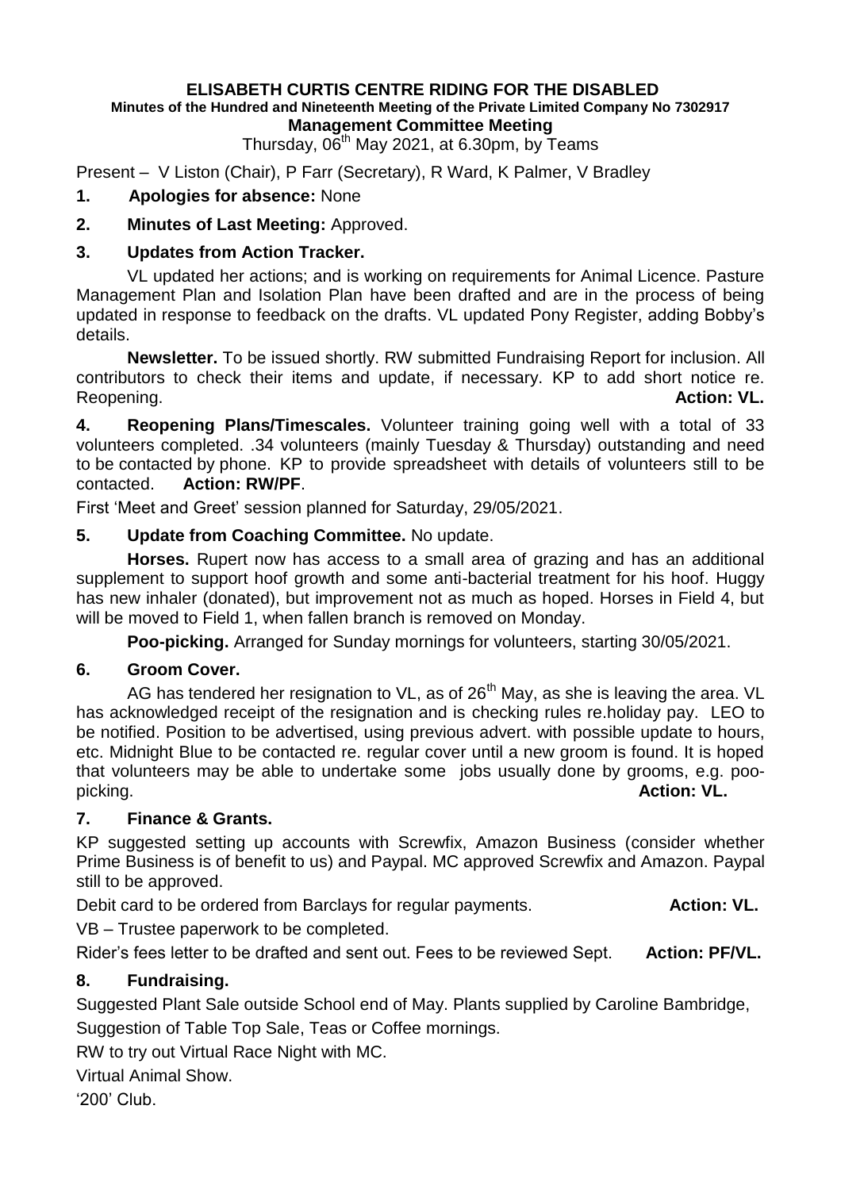# ELISABETH CURTIS CENTRE RIDING FOR THE DISABLED

**Minutes of the Hundred and Nineteenth Meeting of the Private Limited Company No 7302917**

**Management Committee Meeting**

Thursday, 06th May 2021, at 6.30pm, by Teams

Present – V Liston (Chair), P Farr (Secretary), R Ward, K Palmer, V Bradley

**1. Apologies for absence:** None

**2. Minutes of Last Meeting:** Approved.

**3. Updates from Action Tracker.**

VL updated her actions; and is working on requirements for Animal Licence. Pasture Management Plan and Isolation Plan have been drafted and are in the process of being updated in response to feedback on the drafts. VL updated Pony Register, adding Bobby's details.

**Newsletter.** To be issued shortly. RW submitted Fundraising Report for inclusion. All contributors to check their items and update, if necessary. KP to add short notice re. Reopening. **Action: VL.**

**4. Reopening Plans/Timescales.** Volunteer training going well with a total of 33 volunteers completed. .34 volunteers (mainly Tuesday & Thursday) outstanding and need to be contacted by phone. KP to provide spreadsheet with details of volunteers still to be contacted. **Action: RW/PF**.

First 'Meet and Greet' session planned for Saturday, 29/05/2021.

**5. Update from Coaching Committee.** No update.

**Horses.** Rupert now has access to a small area of grazing and has an additional supplement to support hoof growth and some anti-bacterial treatment for his hoof. Huggy has new inhaler (donated), but improvement not as much as hoped. Horses in Field 4, but will be moved to Field 1, when fallen branch is removed on Monday.

**Poo-picking.** Arranged for Sunday mornings for volunteers, starting 30/05/2021.

**6. Groom Cover.**

AG has tendered her resignation to VL, as of 26th May, as she is leaving the area. VL has acknowledged receipt of the resignation and is checking rules re.holiday pay. LEO to be notified. Position to be advertised, using previous advert. with possible update to hours, etc. Midnight Blue to be contacted re. regular cover until a new groom is found. It is hoped that volunteers may be able to undertake some jobs usually done by grooms, e.g. poo-picking. **Action: VL.**

**7. Finance & Grants.**

KP suggested setting up accounts with Screwfix, Amazon Business (consider whether Prime Business is of benefit to us) and Paypal. MC approved Screwfix and Amazon. Paypal still to be approved.

Debit card to be ordered from Barclays for regular payments. **Action: VL.**

VB – Trustee paperwork to be completed.

Rider's fees letter to be drafted and sent out. Fees to be reviewed Sept. **Action: PF/VL.**

**8. Fundraising.**

Suggested Plant Sale outside School end of May. Plants supplied by Caroline Bambridge,

Suggestion of Table Top Sale, Teas or Coffee mornings.

RW to try out Virtual Race Night with MC.

Virtual Animal Show.

'200' Club.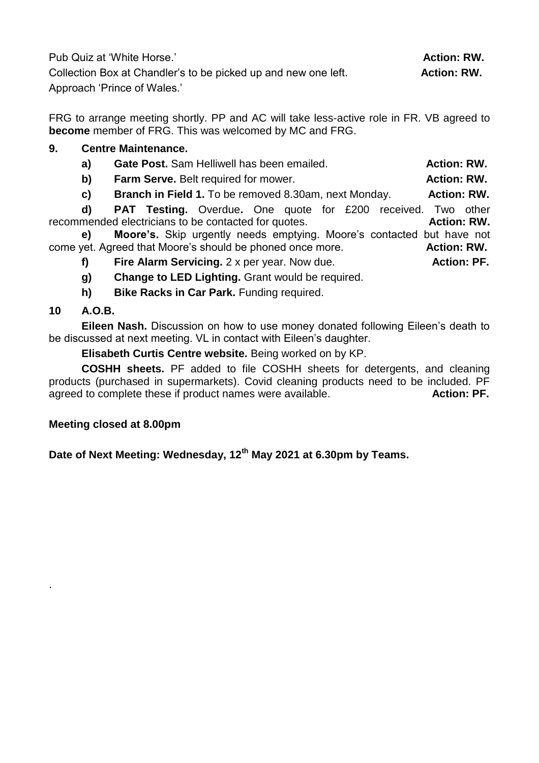Pub Quiz at 'White Horse.' **Action: RW.**

Collection Box at Chandler's to be picked up and new one left. **Action: RW.**

Approach 'Prince of Wales.'

FRG to arrange meeting shortly. PP and AC will take less-active role in FR. VB agreed to **become** member of FRG. This was welcomed by MC and FRG.

**9. Centre Maintenance.**

**a) Gate Post.** Sam Helliwell has been emailed. **Action: RW.**

**b) Farm Serve.** Belt required for mower. **Action: RW.**

**c) Branch in Field 1.** To be removed 8.30am, next Monday. **Action: RW.**

**d) PAT Testing.** Overdue**.** One quote for £200 received. Two other recommended electricians to be contacted for quotes. **Action: RW.**

**e) Moore's.** Skip urgently needs emptying. Moore's contacted but have not come yet. Agreed that Moore's should be phoned once more. **Action: RW.**

**f) Fire Alarm Servicing.** 2 x per year. Now due. **Action: PF.**

**g) Change to LED Lighting.** Grant would be required.

**h) Bike Racks in Car Park.** Funding required.

**10 A.O.B.**

**Eileen Nash.** Discussion on how to use money donated following Eileen's death to be discussed at next meeting. VL in contact with Eileen's daughter.

**Elisabeth Curtis Centre website.** Being worked on by KP.

**COSHH sheets.** PF added to file COSHH sheets for detergents, and cleaning products (purchased in supermarkets). Covid cleaning products need to be included. PF agreed to complete these if product names were available. **Action: PF.**

**Meeting closed at 8.00pm**

**Date of Next Meeting: Wednesday, 12th May 2021 at 6.30pm by Teams.**

.